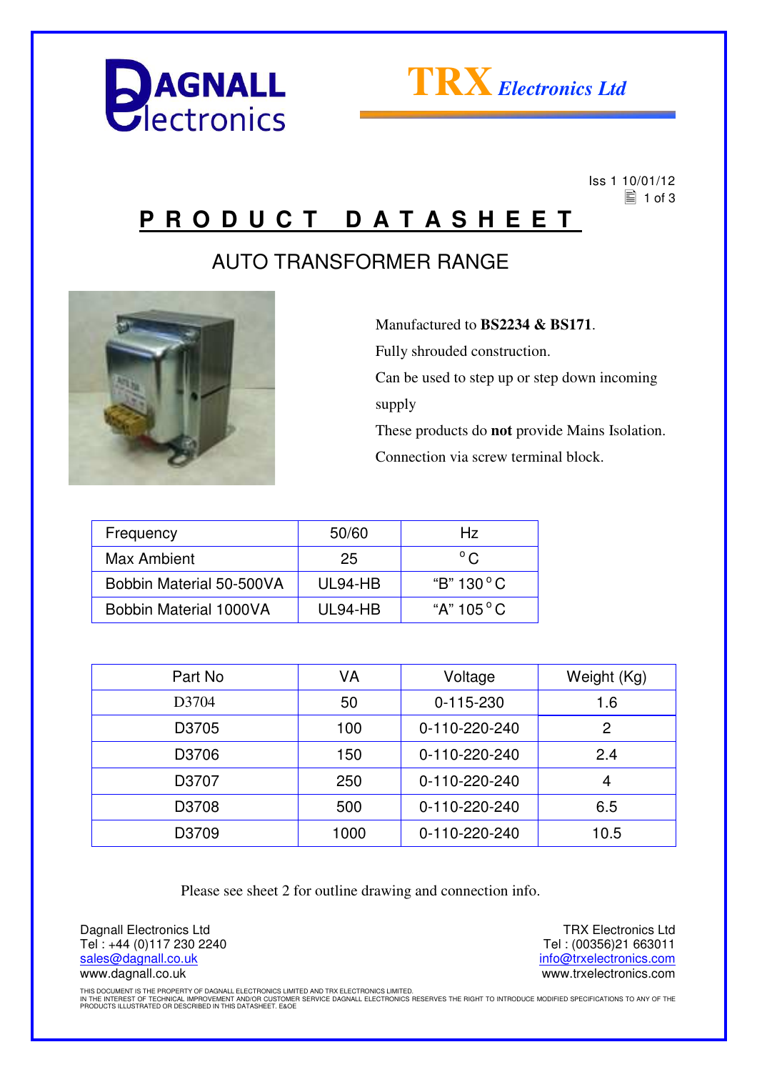DAGNALL Electronics

TRX Electronics Ltd

Iss 1 10/01/12

# PRODUCT DATASHEET

## AUTO TRANSFORMER RANGE

Manufactured to **BS2234 & BS171**.

Fully shrouded construction.

Can be used to step up or step down incoming supply

These products do **not** provide Mains Isolation.

Connection via screw terminal block.

| Frequency | 50/60 | Hz |
|---|---|---|
| Max Ambient | 25 | °C |
| Bobbin Material 50-500VA | UL94-HB | "B" 130 °C |
| Bobbin Material 1000VA | UL94-HB | "A" 105 °C |

| Part No | VA | Voltage | Weight (Kg) |
|---|---|---|---|
| D3704 | 50 | 0-115-230 | 1.6 |
| D3705 | 100 | 0-110-220-240 | 2 |
| D3706 | 150 | 0-110-220-240 | 2.4 |
| D3707 | 250 | 0-110-220-240 | 4 |
| D3708 | 500 | 0-110-220-240 | 6.5 |
| D3709 | 1000 | 0-110-220-240 | 10.5 |

Please see sheet 2 for outline drawing and connection info.

Dagnall Electronics Ltd
Tel : +44 (0)117 230 2240
sales@dagnall.co.uk
www.dagnall.co.uk

TRX Electronics Ltd
Tel : (00356)21 663011
info@trxelectronics.com
www.trxelectronics.com

THIS DOCUMENT IS THE PROPERTY OF DAGNALL ELECTRONICS LIMITED AND TRX ELECTRONICS LIMITED.
IN THE INTEREST OF TECHNICAL IMPROVEMENT AND/OR CUSTOMER SERVICE DAGNALL ELECTRONICS RESERVES THE RIGHT TO INTRODUCE MODIFIED SPECIFICATIONS TO ANY OF THE PRODUCTS ILLUSTRATED OR DESCRIBED IN THIS DATASHEET. E&OE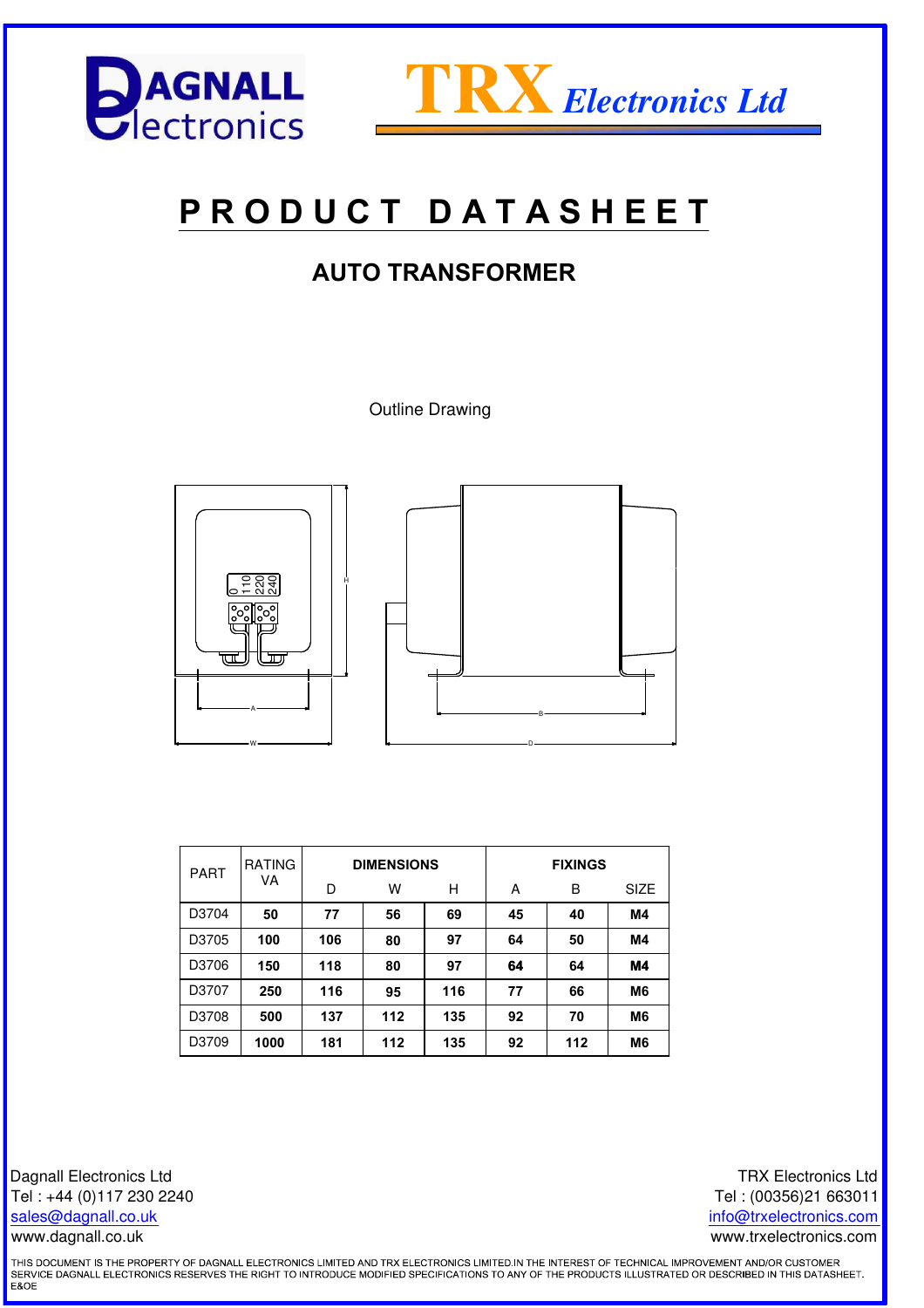# PRODUCT DATASHEET

## AUTO TRANSFORMER

Outline Drawing

| PART | RATING VA | DIMENSIONS | | | FIXINGS | | |
|---|---|---|---|---|---|---|---|
| | | D | W | H | A | B | SIZE |
| D3704 | **50** | **77** | **56** | **69** | **45** | **40** | **M4** |
| D3705 | **100** | **106** | **80** | **97** | **64** | **50** | **M4** |
| D3706 | **150** | **118** | **80** | **97** | **64** | **64** | **M4** |
| D3707 | **250** | **116** | **95** | **116** | **77** | **66** | **M6** |
| D3708 | **500** | **137** | **112** | **135** | **92** | **70** | **M6** |
| D3709 | **1000** | **181** | **112** | **135** | **92** | **112** | **M6** |

Dagnall Electronics Ltd
Tel : +44 (0)117 230 2240
sales@dagnall.co.uk
www.dagnall.co.uk

TRX Electronics Ltd
Tel : (00356)21 663011
info@trxelectronics.com
www.trxelectronics.com

THIS DOCUMENT IS THE PROPERTY OF DAGNALL ELECTRONICS LIMITED AND TRX ELECTRONICS LIMITED.IN THE INTEREST OF TECHNICAL IMPROVEMENT AND/OR CUSTOMER SERVICE DAGNALL ELECTRONICS RESERVES THE RIGHT TO INTRODUCE MODIFIED SPECIFICATIONS TO ANY OF THE PRODUCTS ILLUSTRATED OR DESCRIBED IN THIS DATASHEET. E&OE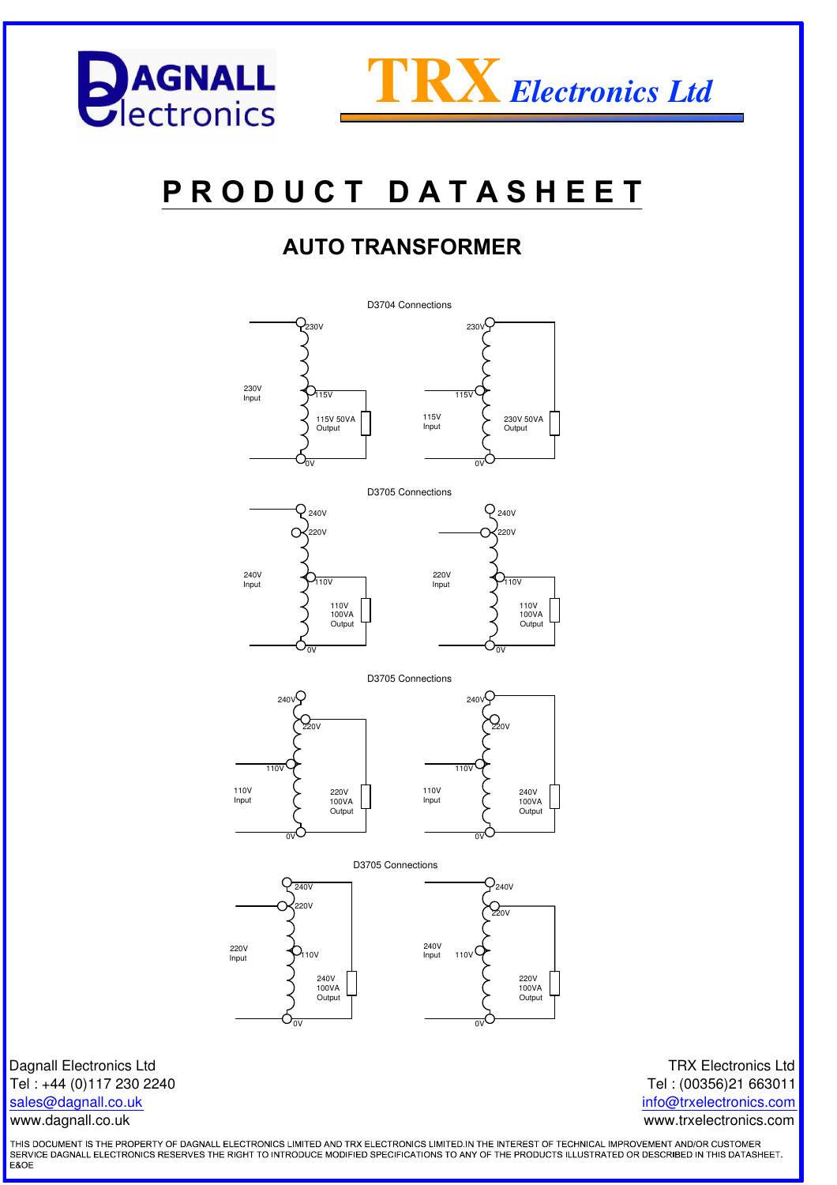DAGNALL electronics

TRX Electronics Ltd

# PRODUCT DATASHEET

## AUTO TRANSFORMER

D3704 Connections

230V
230V Input
115V
115V 50VA Output
0V

230V
115V
115V Input
230V 50VA Output
0V

D3705 Connections

240V
220V
240V Input
110V
110V 100VA Output
0V

240V
220V
220V Input
110V
110V 100VA Output
0V

D3705 Connections

240V
220V
110V
110V Input
220V 100VA Output
0V

240V
220V
110V
110V Input
240V 100VA Output
0V

D3705 Connections

240V
220V
220V Input
110V
240V 100VA Output
0V

240V
220V
240V Input
110V
220V 100VA Output
0V

Dagnall Electronics Ltd
Tel : +44 (0)117 230 2240
sales@dagnall.co.uk
www.dagnall.co.uk

TRX Electronics Ltd
Tel : (00356)21 663011
info@trxelectronics.com
www.trxelectronics.com

THIS DOCUMENT IS THE PROPERTY OF DAGNALL ELECTRONICS LIMITED AND TRX ELECTRONICS LIMITED.IN THE INTEREST OF TECHNICAL IMPROVEMENT AND/OR CUSTOMER SERVICE DAGNALL ELECTRONICS RESERVES THE RIGHT TO INTRODUCE MODIFIED SPECIFICATIONS TO ANY OF THE PRODUCTS ILLUSTRATED OR DESCRIBED IN THIS DATASHEET. E&OE